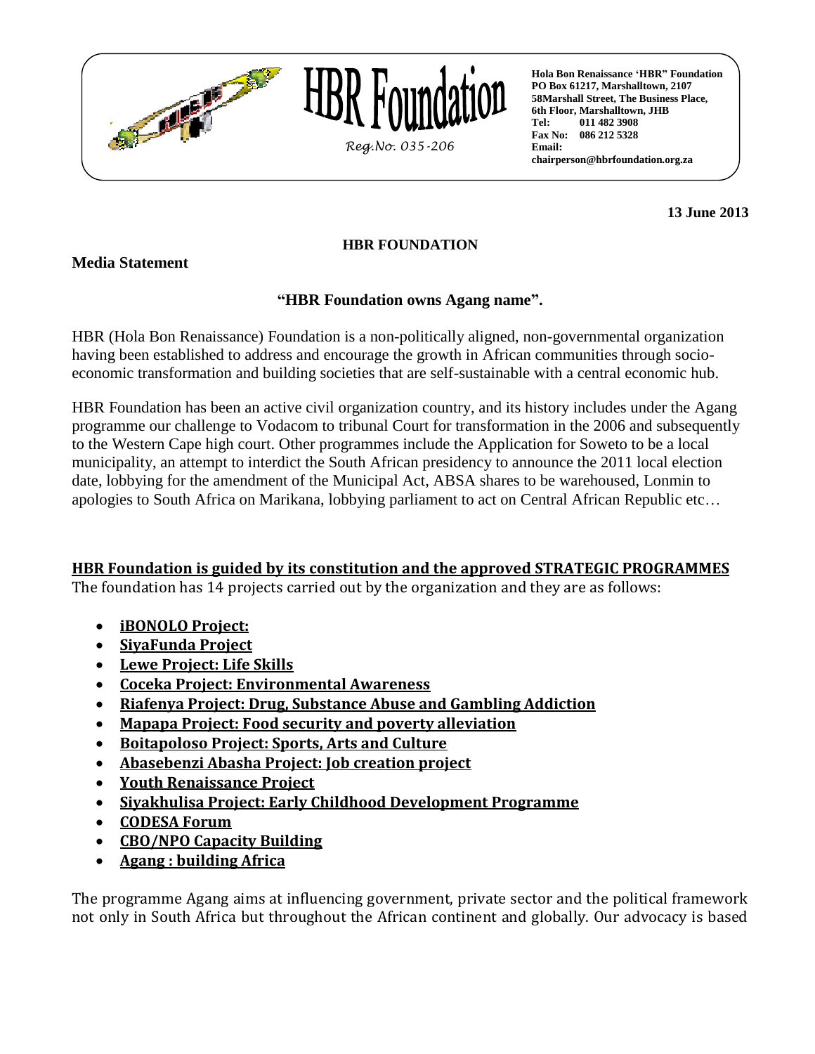# HBR Foundation

*Reg.No. 035-206*

**Hola Bon Renaissance 'HBR" Foundation**
**PO Box 61217, Marshalltown, 2107**
**58Marshall Street, The Business Place,**
**6th Floor, Marshalltown, JHB**
**Tel: 011 482 3908**
**Fax No: 086 212 5328**
**Email:**
**chairperson@hbrfoundation.org.za**

**13 June 2013**

**HBR FOUNDATION**

**Media Statement**

## "HBR Foundation owns Agang name".

HBR (Hola Bon Renaissance) Foundation is a non-politically aligned, non-governmental organization having been established to address and encourage the growth in African communities through socio-economic transformation and building societies that are self-sustainable with a central economic hub.

HBR Foundation has been an active civil organization country, and its history includes under the Agang programme our challenge to Vodacom to tribunal Court for transformation in the 2006 and subsequently to the Western Cape high court. Other programmes include the Application for Soweto to be a local municipality, an attempt to interdict the South African presidency to announce the 2011 local election date, lobbying for the amendment of the Municipal Act, ABSA shares to be warehoused, Lonmin to apologies to South Africa on Marikana, lobbying parliament to act on Central African Republic etc…

**HBR Foundation is guided by its constitution and the approved STRATEGIC PROGRAMMES**

The foundation has 14 projects carried out by the organization and they are as follows:

- **iBONOLO Project:**
- **SiyaFunda Project**
- **Lewe Project: Life Skills**
- **Coceka Project: Environmental Awareness**
- **Riafenya Project: Drug, Substance Abuse and Gambling Addiction**
- **Mapapa Project: Food security and poverty alleviation**
- **Boitapoloso Project: Sports, Arts and Culture**
- **Abasebenzi Abasha Project: Job creation project**
- **Youth Renaissance Project**
- **Siyakhulisa Project: Early Childhood Development Programme**
- **CODESA Forum**
- **CBO/NPO Capacity Building**
- **Agang : building Africa**

The programme Agang aims at influencing government, private sector and the political framework not only in South Africa but throughout the African continent and globally. Our advocacy is based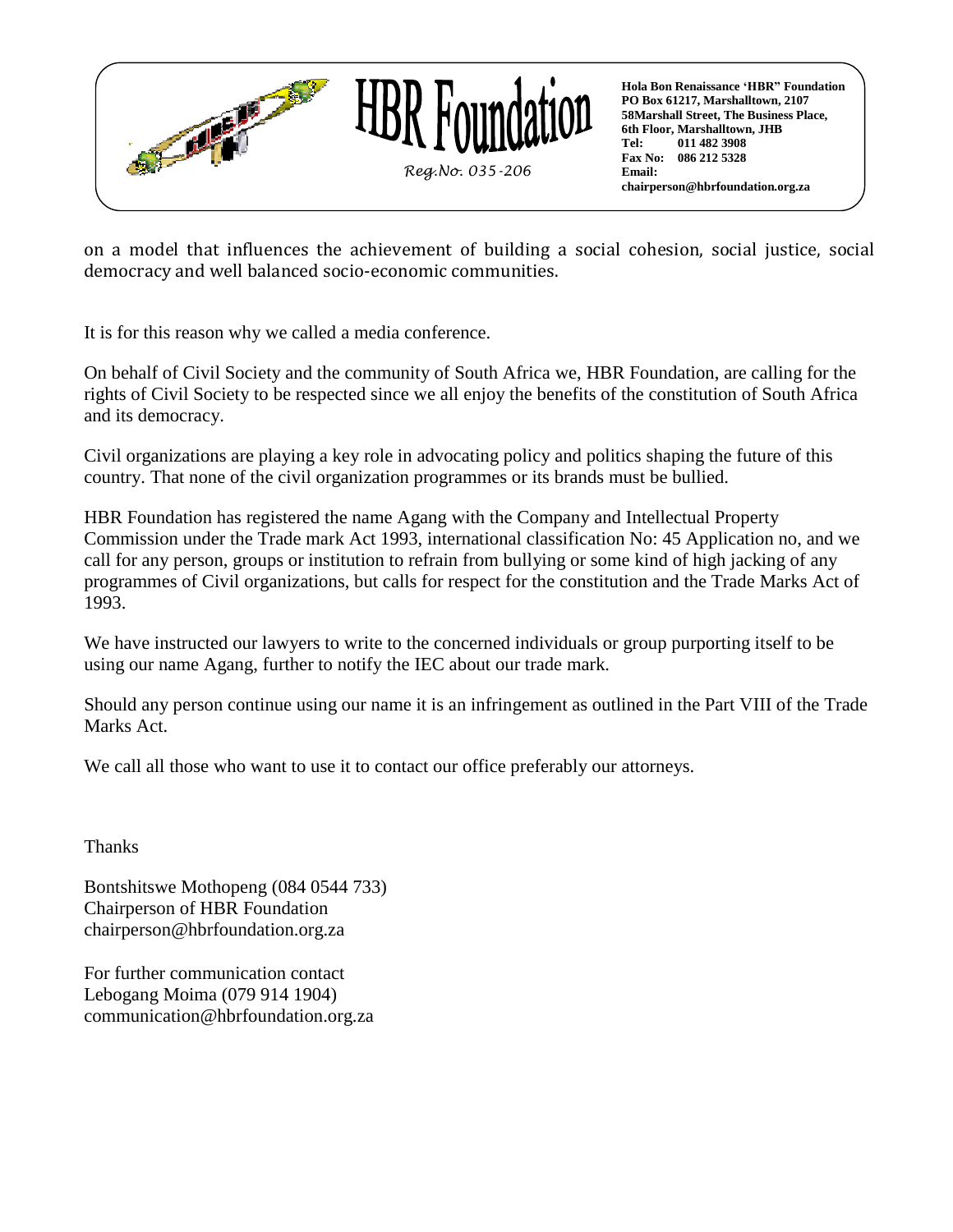on a model that influences the achievement of building a social cohesion, social justice, social democracy and well balanced socio-economic communities.

It is for this reason why we called a media conference.

On behalf of Civil Society and the community of South Africa we, HBR Foundation, are calling for the rights of Civil Society to be respected since we all enjoy the benefits of the constitution of South Africa and its democracy.

Civil organizations are playing a key role in advocating policy and politics shaping the future of this country. That none of the civil organization programmes or its brands must be bullied.

HBR Foundation has registered the name Agang with the Company and Intellectual Property Commission under the Trade mark Act 1993, international classification No: 45 Application no, and we call for any person, groups or institution to refrain from bullying or some kind of high jacking of any programmes of Civil organizations, but calls for respect for the constitution and the Trade Marks Act of 1993.

We have instructed our lawyers to write to the concerned individuals or group purporting itself to be using our name Agang, further to notify the IEC about our trade mark.

Should any person continue using our name it is an infringement as outlined in the Part VIII of the Trade Marks Act.

We call all those who want to use it to contact our office preferably our attorneys.

Thanks

Bontshitswe Mothopeng (084 0544 733)
Chairperson of HBR Foundation
chairperson@hbrfoundation.org.za

For further communication contact
Lebogang Moima (079 914 1904)
communication@hbrfoundation.org.za